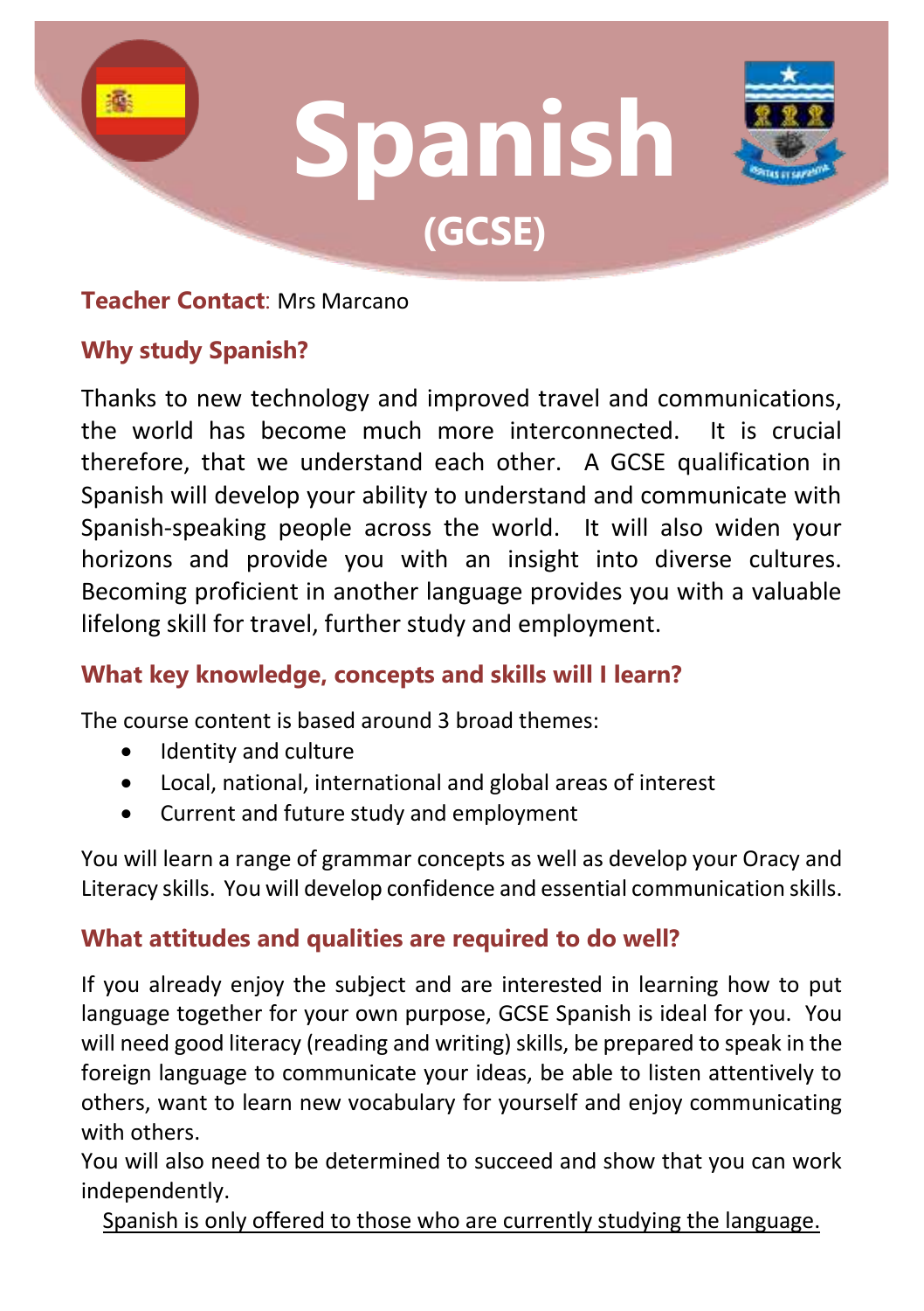# Spanish

## (GCSE)

**Teacher Contact**: Mrs Marcano

### Why study Spanish?

Thanks to new technology and improved travel and communications, the world has become much more interconnected. It is crucial therefore, that we understand each other. A GCSE qualification in Spanish will develop your ability to understand and communicate with Spanish-speaking people across the world. It will also widen your horizons and provide you with an insight into diverse cultures. Becoming proficient in another language provides you with a valuable lifelong skill for travel, further study and employment.

### What key knowledge, concepts and skills will I learn?

The course content is based around 3 broad themes:

- Identity and culture
- Local, national, international and global areas of interest
- Current and future study and employment

You will learn a range of grammar concepts as well as develop your Oracy and Literacy skills. You will develop confidence and essential communication skills.

### What attitudes and qualities are required to do well?

If you already enjoy the subject and are interested in learning how to put language together for your own purpose, GCSE Spanish is ideal for you. You will need good literacy (reading and writing) skills, be prepared to speak in the foreign language to communicate your ideas, be able to listen attentively to others, want to learn new vocabulary for yourself and enjoy communicating with others.

You will also need to be determined to succeed and show that you can work independently.

<u>Spanish is only offered to those who are currently studying the language.</u>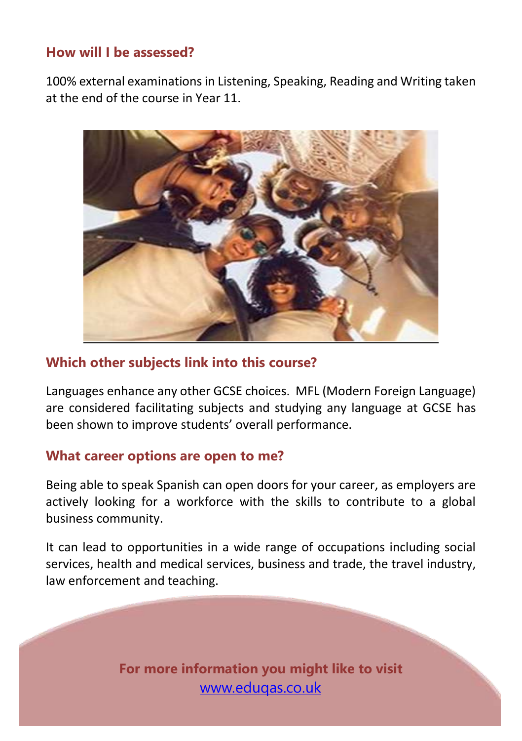## How will I be assessed?

100% external examinations in Listening, Speaking, Reading and Writing taken at the end of the course in Year 11.

## Which other subjects link into this course?

Languages enhance any other GCSE choices. MFL (Modern Foreign Language) are considered facilitating subjects and studying any language at GCSE has been shown to improve students' overall performance.

## What career options are open to me?

Being able to speak Spanish can open doors for your career, as employers are actively looking for a workforce with the skills to contribute to a global business community.

It can lead to opportunities in a wide range of occupations including social services, health and medical services, business and trade, the travel industry, law enforcement and teaching.

**For more information you might like to visit**
www.eduqas.co.uk